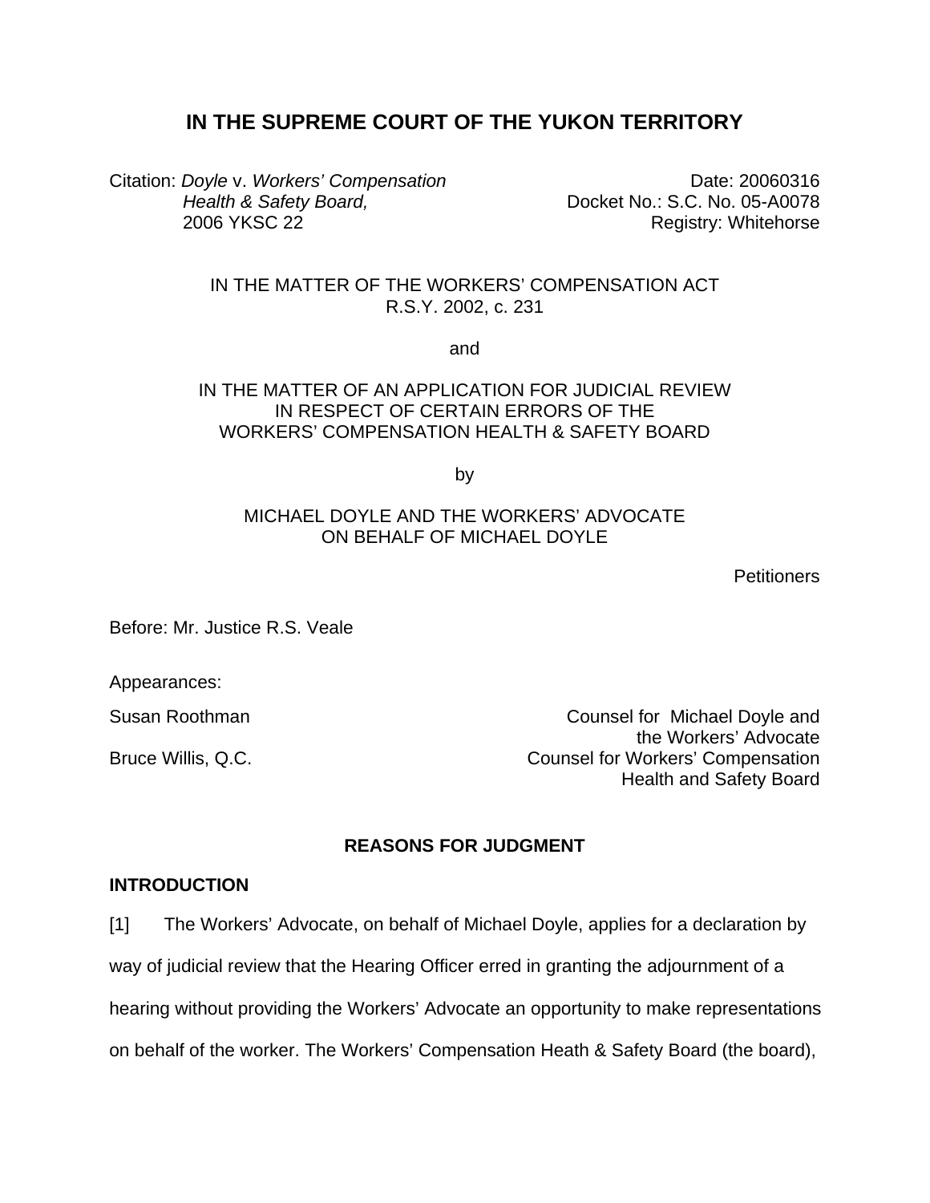# IN THE SUPREME COURT OF THE YUKON TERRITORY

Citation: *Doyle* v. *Workers' Compensation Health & Safety Board,* 2006 YKSC 22

Date: 20060316
Docket No.: S.C. No. 05-A0078
Registry: Whitehorse

IN THE MATTER OF THE WORKERS' COMPENSATION ACT
R.S.Y. 2002, c. 231

and

IN THE MATTER OF AN APPLICATION FOR JUDICIAL REVIEW
IN RESPECT OF CERTAIN ERRORS OF THE
WORKERS' COMPENSATION HEALTH & SAFETY BOARD

by

MICHAEL DOYLE AND THE WORKERS' ADVOCATE
ON BEHALF OF MICHAEL DOYLE

Petitioners

Before: Mr. Justice R.S. Veale

Appearances:

Susan Roothman — Counsel for Michael Doyle and the Workers' Advocate

Bruce Willis, Q.C. — Counsel for Workers' Compensation Health and Safety Board

## REASONS FOR JUDGMENT

### INTRODUCTION

[1] The Workers' Advocate, on behalf of Michael Doyle, applies for a declaration by way of judicial review that the Hearing Officer erred in granting the adjournment of a hearing without providing the Workers' Advocate an opportunity to make representations on behalf of the worker. The Workers' Compensation Heath & Safety Board (the board),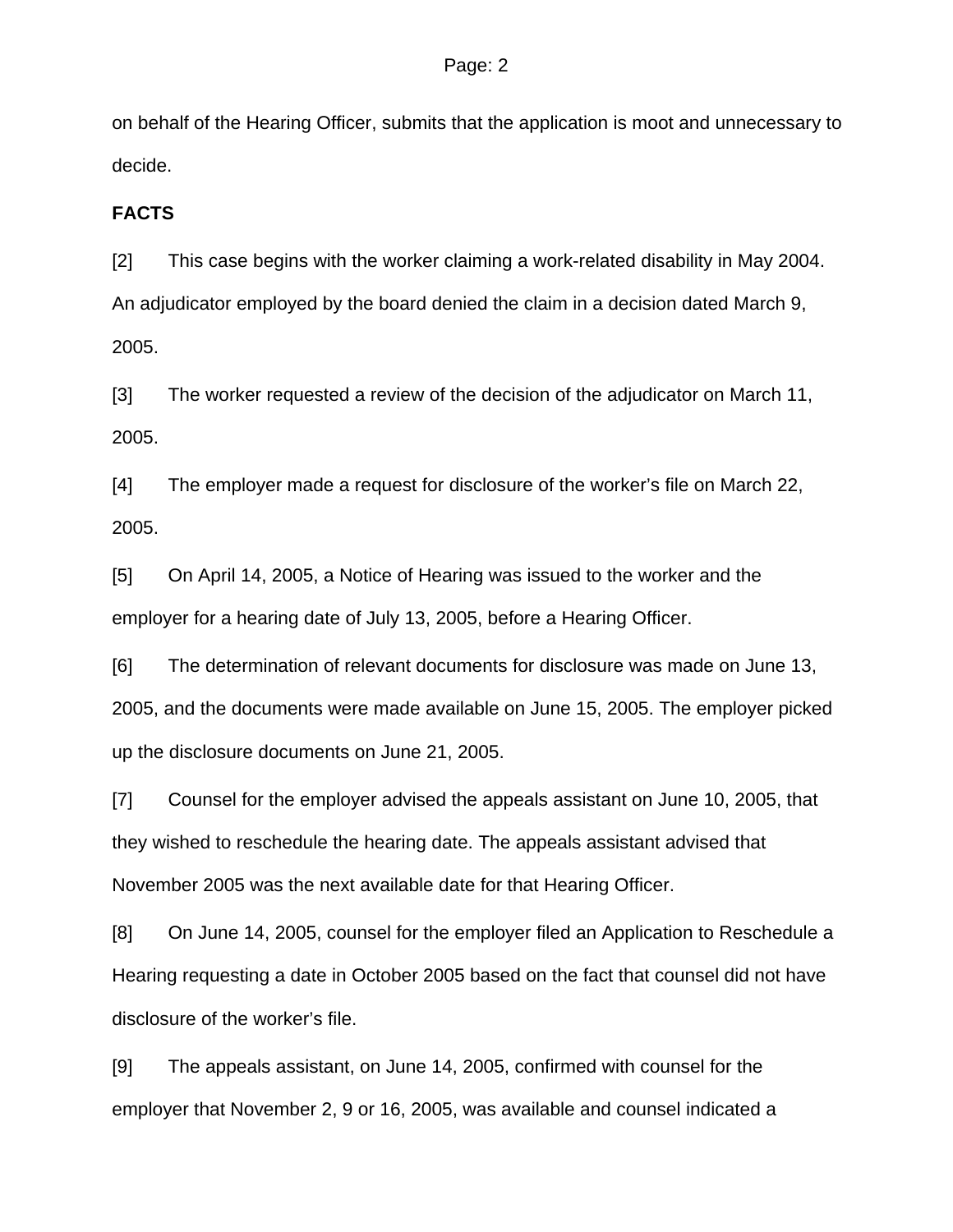on behalf of the Hearing Officer, submits that the application is moot and unnecessary to decide.

**FACTS**

[2] This case begins with the worker claiming a work-related disability in May 2004. An adjudicator employed by the board denied the claim in a decision dated March 9, 2005.

[3] The worker requested a review of the decision of the adjudicator on March 11, 2005.

[4] The employer made a request for disclosure of the worker's file on March 22, 2005.

[5] On April 14, 2005, a Notice of Hearing was issued to the worker and the employer for a hearing date of July 13, 2005, before a Hearing Officer.

[6] The determination of relevant documents for disclosure was made on June 13, 2005, and the documents were made available on June 15, 2005. The employer picked up the disclosure documents on June 21, 2005.

[7] Counsel for the employer advised the appeals assistant on June 10, 2005, that they wished to reschedule the hearing date. The appeals assistant advised that November 2005 was the next available date for that Hearing Officer.

[8] On June 14, 2005, counsel for the employer filed an Application to Reschedule a Hearing requesting a date in October 2005 based on the fact that counsel did not have disclosure of the worker's file.

[9] The appeals assistant, on June 14, 2005, confirmed with counsel for the employer that November 2, 9 or 16, 2005, was available and counsel indicated a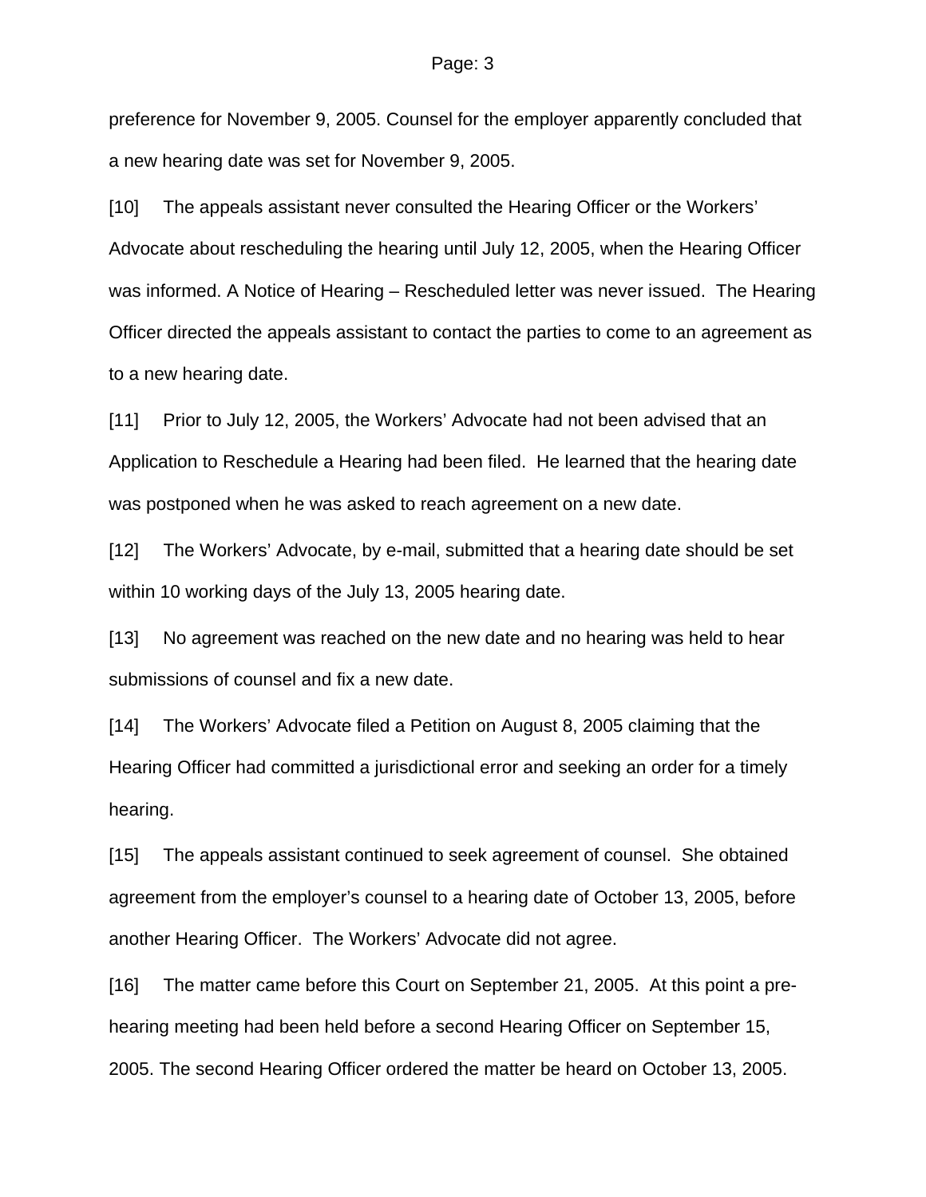preference for November 9, 2005. Counsel for the employer apparently concluded that a new hearing date was set for November 9, 2005.

[10] The appeals assistant never consulted the Hearing Officer or the Workers' Advocate about rescheduling the hearing until July 12, 2005, when the Hearing Officer was informed. A Notice of Hearing – Rescheduled letter was never issued. The Hearing Officer directed the appeals assistant to contact the parties to come to an agreement as to a new hearing date.

[11] Prior to July 12, 2005, the Workers' Advocate had not been advised that an Application to Reschedule a Hearing had been filed. He learned that the hearing date was postponed when he was asked to reach agreement on a new date.

[12] The Workers' Advocate, by e-mail, submitted that a hearing date should be set within 10 working days of the July 13, 2005 hearing date.

[13] No agreement was reached on the new date and no hearing was held to hear submissions of counsel and fix a new date.

[14] The Workers' Advocate filed a Petition on August 8, 2005 claiming that the Hearing Officer had committed a jurisdictional error and seeking an order for a timely hearing.

[15] The appeals assistant continued to seek agreement of counsel. She obtained agreement from the employer's counsel to a hearing date of October 13, 2005, before another Hearing Officer. The Workers' Advocate did not agree.

[16] The matter came before this Court on September 21, 2005. At this point a pre-hearing meeting had been held before a second Hearing Officer on September 15, 2005. The second Hearing Officer ordered the matter be heard on October 13, 2005.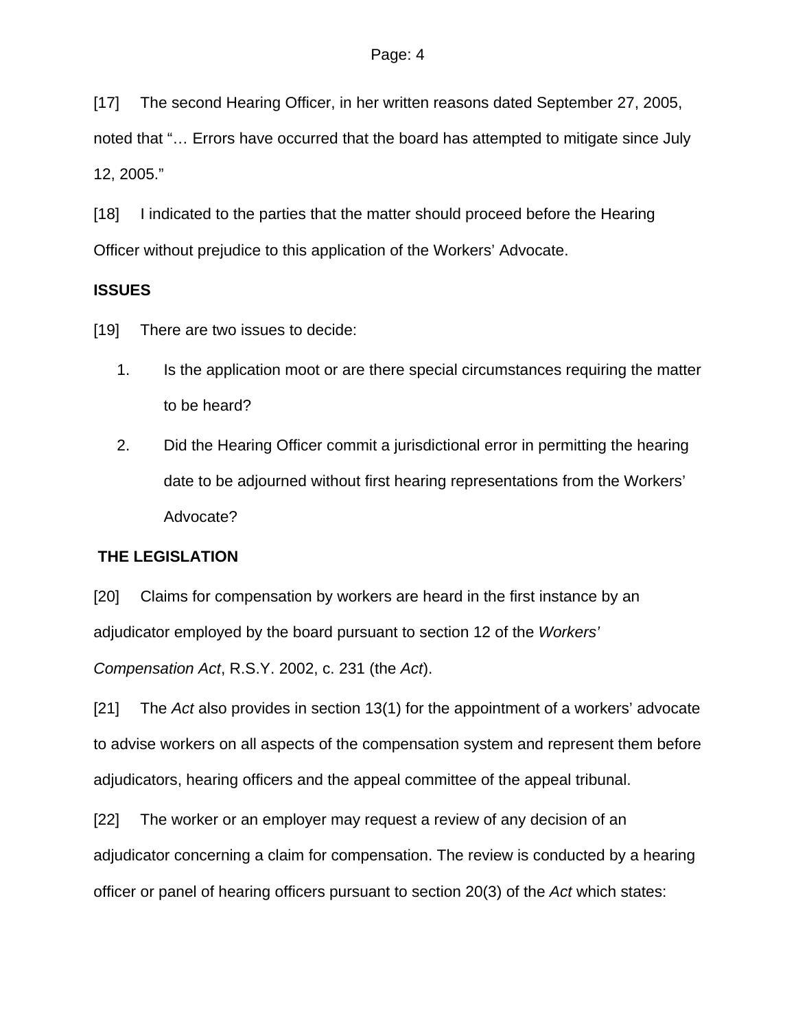[17] The second Hearing Officer, in her written reasons dated September 27, 2005, noted that "… Errors have occurred that the board has attempted to mitigate since July 12, 2005."

[18] I indicated to the parties that the matter should proceed before the Hearing Officer without prejudice to this application of the Workers' Advocate.

**ISSUES**

[19] There are two issues to decide:

1. Is the application moot or are there special circumstances requiring the matter to be heard?
2. Did the Hearing Officer commit a jurisdictional error in permitting the hearing date to be adjourned without first hearing representations from the Workers' Advocate?

**THE LEGISLATION**

[20] Claims for compensation by workers are heard in the first instance by an adjudicator employed by the board pursuant to section 12 of the *Workers' Compensation Act*, R.S.Y. 2002, c. 231 (the *Act*).

[21] The *Act* also provides in section 13(1) for the appointment of a workers' advocate to advise workers on all aspects of the compensation system and represent them before adjudicators, hearing officers and the appeal committee of the appeal tribunal.

[22] The worker or an employer may request a review of any decision of an adjudicator concerning a claim for compensation. The review is conducted by a hearing officer or panel of hearing officers pursuant to section 20(3) of the *Act* which states: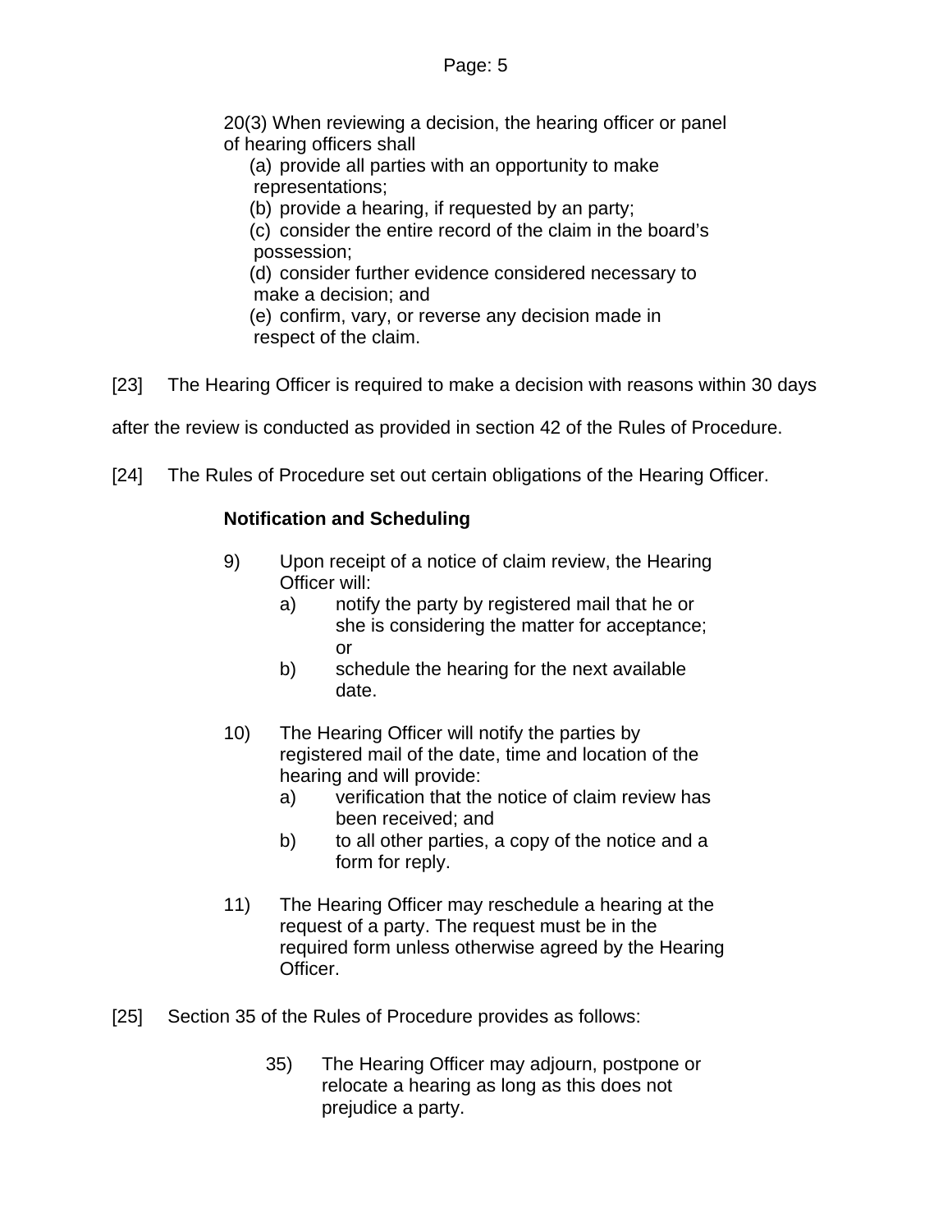> 20(3) When reviewing a decision, the hearing officer or panel of hearing officers shall
>
> (a) provide all parties with an opportunity to make representations;
>
> (b) provide a hearing, if requested by an party;
>
> (c) consider the entire record of the claim in the board's possession;
>
> (d) consider further evidence considered necessary to make a decision; and
>
> (e) confirm, vary, or reverse any decision made in respect of the claim.

[23] The Hearing Officer is required to make a decision with reasons within 30 days after the review is conducted as provided in section 42 of the Rules of Procedure.

[24] The Rules of Procedure set out certain obligations of the Hearing Officer.

> **Notification and Scheduling**
>
> 9) Upon receipt of a notice of claim review, the Hearing Officer will:
>
> a) notify the party by registered mail that he or she is considering the matter for acceptance; or
>
> b) schedule the hearing for the next available date.
>
> 10) The Hearing Officer will notify the parties by registered mail of the date, time and location of the hearing and will provide:
>
> a) verification that the notice of claim review has been received; and
>
> b) to all other parties, a copy of the notice and a form for reply.
>
> 11) The Hearing Officer may reschedule a hearing at the request of a party. The request must be in the required form unless otherwise agreed by the Hearing Officer.

[25] Section 35 of the Rules of Procedure provides as follows:

> 35) The Hearing Officer may adjourn, postpone or relocate a hearing as long as this does not prejudice a party.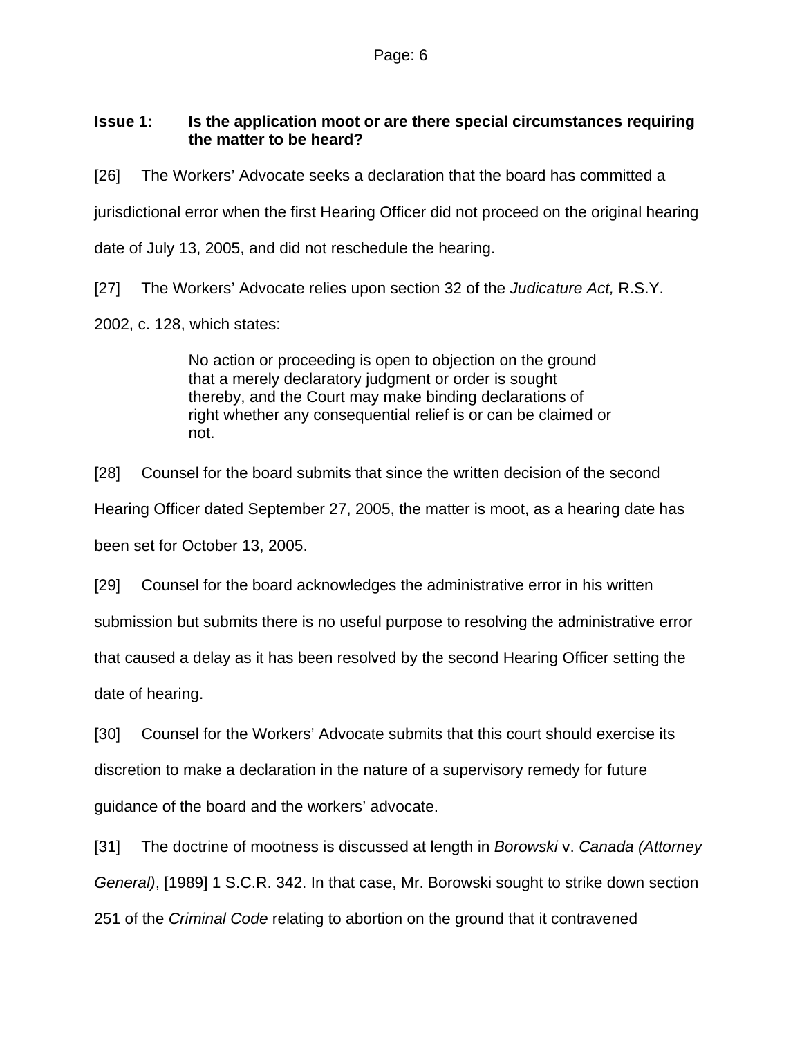**Issue 1: Is the application moot or are there special circumstances requiring the matter to be heard?**

[26] The Workers' Advocate seeks a declaration that the board has committed a jurisdictional error when the first Hearing Officer did not proceed on the original hearing date of July 13, 2005, and did not reschedule the hearing.

[27] The Workers' Advocate relies upon section 32 of the *Judicature Act,* R.S.Y. 2002, c. 128, which states:

> No action or proceeding is open to objection on the ground that a merely declaratory judgment or order is sought thereby, and the Court may make binding declarations of right whether any consequential relief is or can be claimed or not.

[28] Counsel for the board submits that since the written decision of the second Hearing Officer dated September 27, 2005, the matter is moot, as a hearing date has been set for October 13, 2005.

[29] Counsel for the board acknowledges the administrative error in his written submission but submits there is no useful purpose to resolving the administrative error that caused a delay as it has been resolved by the second Hearing Officer setting the date of hearing.

[30] Counsel for the Workers' Advocate submits that this court should exercise its discretion to make a declaration in the nature of a supervisory remedy for future guidance of the board and the workers' advocate.

[31] The doctrine of mootness is discussed at length in *Borowski* v. *Canada (Attorney General)*, [1989] 1 S.C.R. 342. In that case, Mr. Borowski sought to strike down section 251 of the *Criminal Code* relating to abortion on the ground that it contravened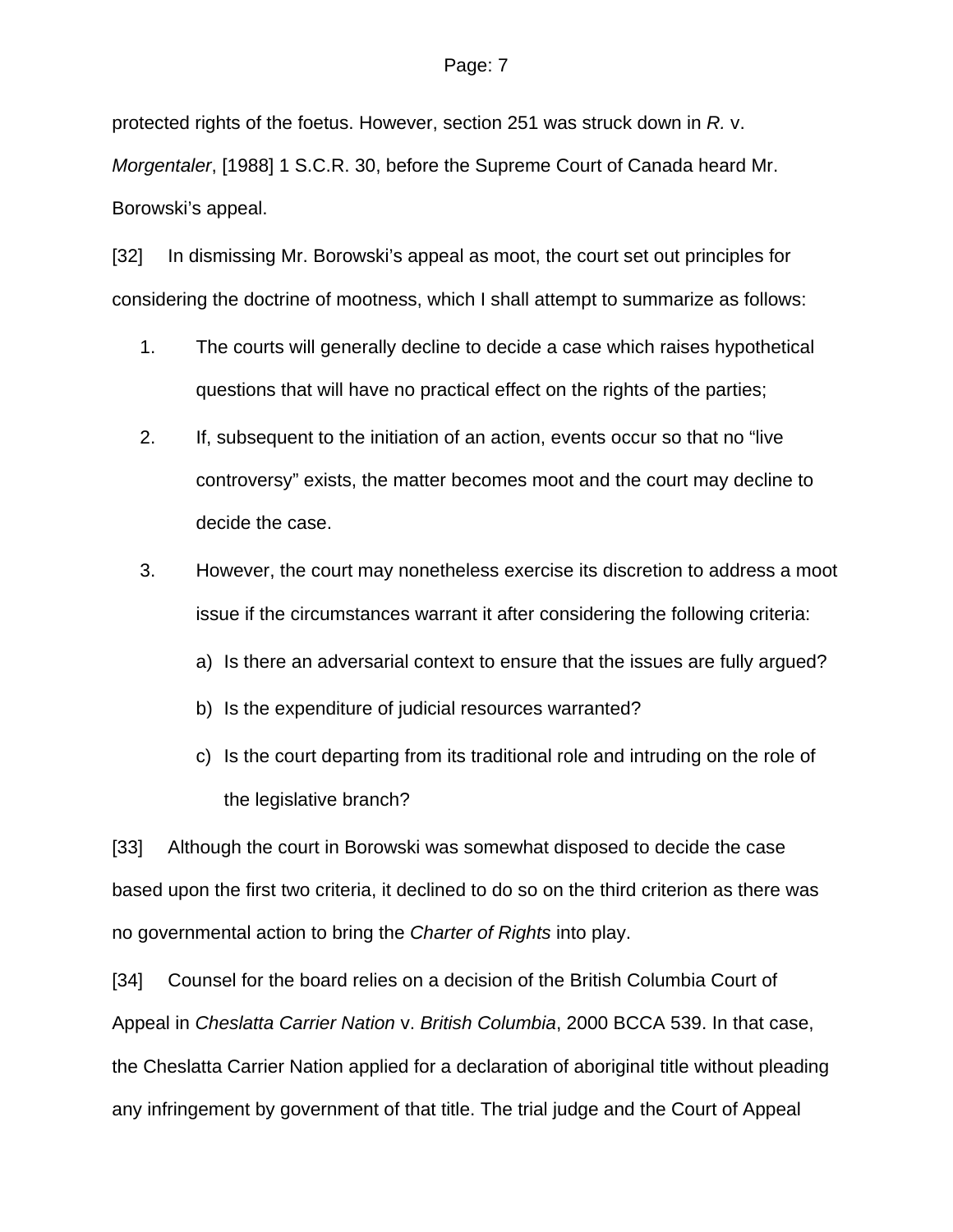protected rights of the foetus. However, section 251 was struck down in *R.* v. *Morgentaler*, [1988] 1 S.C.R. 30, before the Supreme Court of Canada heard Mr. Borowski's appeal.

[32] In dismissing Mr. Borowski's appeal as moot, the court set out principles for considering the doctrine of mootness, which I shall attempt to summarize as follows:

1. The courts will generally decline to decide a case which raises hypothetical questions that will have no practical effect on the rights of the parties;
2. If, subsequent to the initiation of an action, events occur so that no "live controversy" exists, the matter becomes moot and the court may decline to decide the case.
3. However, the court may nonetheless exercise its discretion to address a moot issue if the circumstances warrant it after considering the following criteria:
   a) Is there an adversarial context to ensure that the issues are fully argued?
   b) Is the expenditure of judicial resources warranted?
   c) Is the court departing from its traditional role and intruding on the role of the legislative branch?

[33] Although the court in Borowski was somewhat disposed to decide the case based upon the first two criteria, it declined to do so on the third criterion as there was no governmental action to bring the *Charter of Rights* into play.

[34] Counsel for the board relies on a decision of the British Columbia Court of Appeal in *Cheslatta Carrier Nation* v. *British Columbia*, 2000 BCCA 539. In that case, the Cheslatta Carrier Nation applied for a declaration of aboriginal title without pleading any infringement by government of that title. The trial judge and the Court of Appeal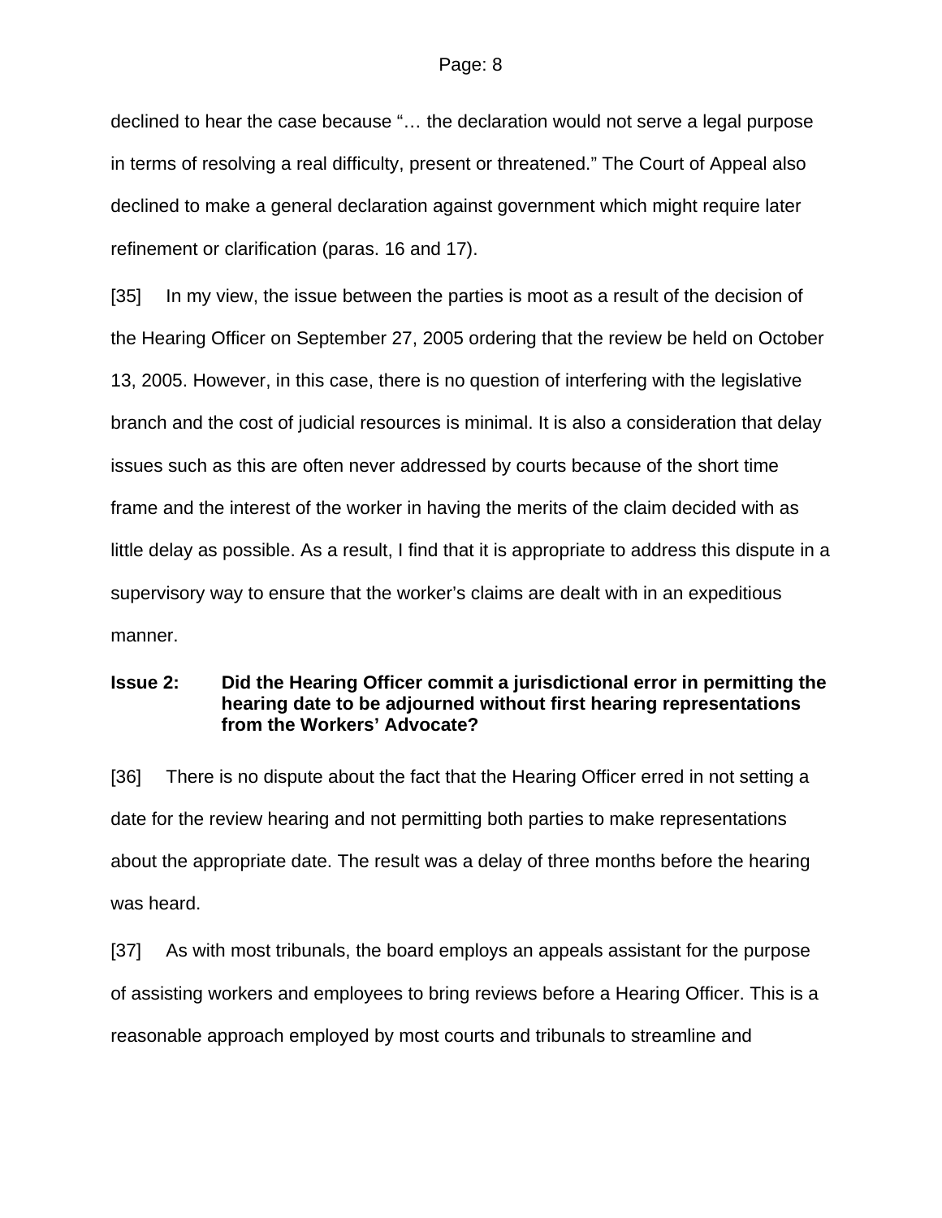declined to hear the case because "… the declaration would not serve a legal purpose in terms of resolving a real difficulty, present or threatened." The Court of Appeal also declined to make a general declaration against government which might require later refinement or clarification (paras. 16 and 17).

[35] In my view, the issue between the parties is moot as a result of the decision of the Hearing Officer on September 27, 2005 ordering that the review be held on October 13, 2005. However, in this case, there is no question of interfering with the legislative branch and the cost of judicial resources is minimal. It is also a consideration that delay issues such as this are often never addressed by courts because of the short time frame and the interest of the worker in having the merits of the claim decided with as little delay as possible. As a result, I find that it is appropriate to address this dispute in a supervisory way to ensure that the worker's claims are dealt with in an expeditious manner.

**Issue 2: Did the Hearing Officer commit a jurisdictional error in permitting the hearing date to be adjourned without first hearing representations from the Workers' Advocate?**

[36] There is no dispute about the fact that the Hearing Officer erred in not setting a date for the review hearing and not permitting both parties to make representations about the appropriate date. The result was a delay of three months before the hearing was heard.

[37] As with most tribunals, the board employs an appeals assistant for the purpose of assisting workers and employees to bring reviews before a Hearing Officer. This is a reasonable approach employed by most courts and tribunals to streamline and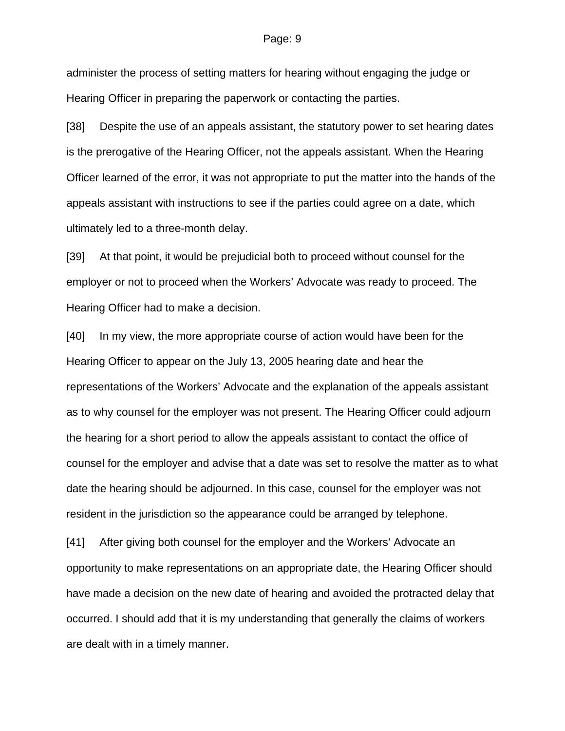administer the process of setting matters for hearing without engaging the judge or Hearing Officer in preparing the paperwork or contacting the parties.

[38] Despite the use of an appeals assistant, the statutory power to set hearing dates is the prerogative of the Hearing Officer, not the appeals assistant. When the Hearing Officer learned of the error, it was not appropriate to put the matter into the hands of the appeals assistant with instructions to see if the parties could agree on a date, which ultimately led to a three-month delay.

[39] At that point, it would be prejudicial both to proceed without counsel for the employer or not to proceed when the Workers' Advocate was ready to proceed. The Hearing Officer had to make a decision.

[40] In my view, the more appropriate course of action would have been for the Hearing Officer to appear on the July 13, 2005 hearing date and hear the representations of the Workers' Advocate and the explanation of the appeals assistant as to why counsel for the employer was not present. The Hearing Officer could adjourn the hearing for a short period to allow the appeals assistant to contact the office of counsel for the employer and advise that a date was set to resolve the matter as to what date the hearing should be adjourned. In this case, counsel for the employer was not resident in the jurisdiction so the appearance could be arranged by telephone.

[41] After giving both counsel for the employer and the Workers' Advocate an opportunity to make representations on an appropriate date, the Hearing Officer should have made a decision on the new date of hearing and avoided the protracted delay that occurred. I should add that it is my understanding that generally the claims of workers are dealt with in a timely manner.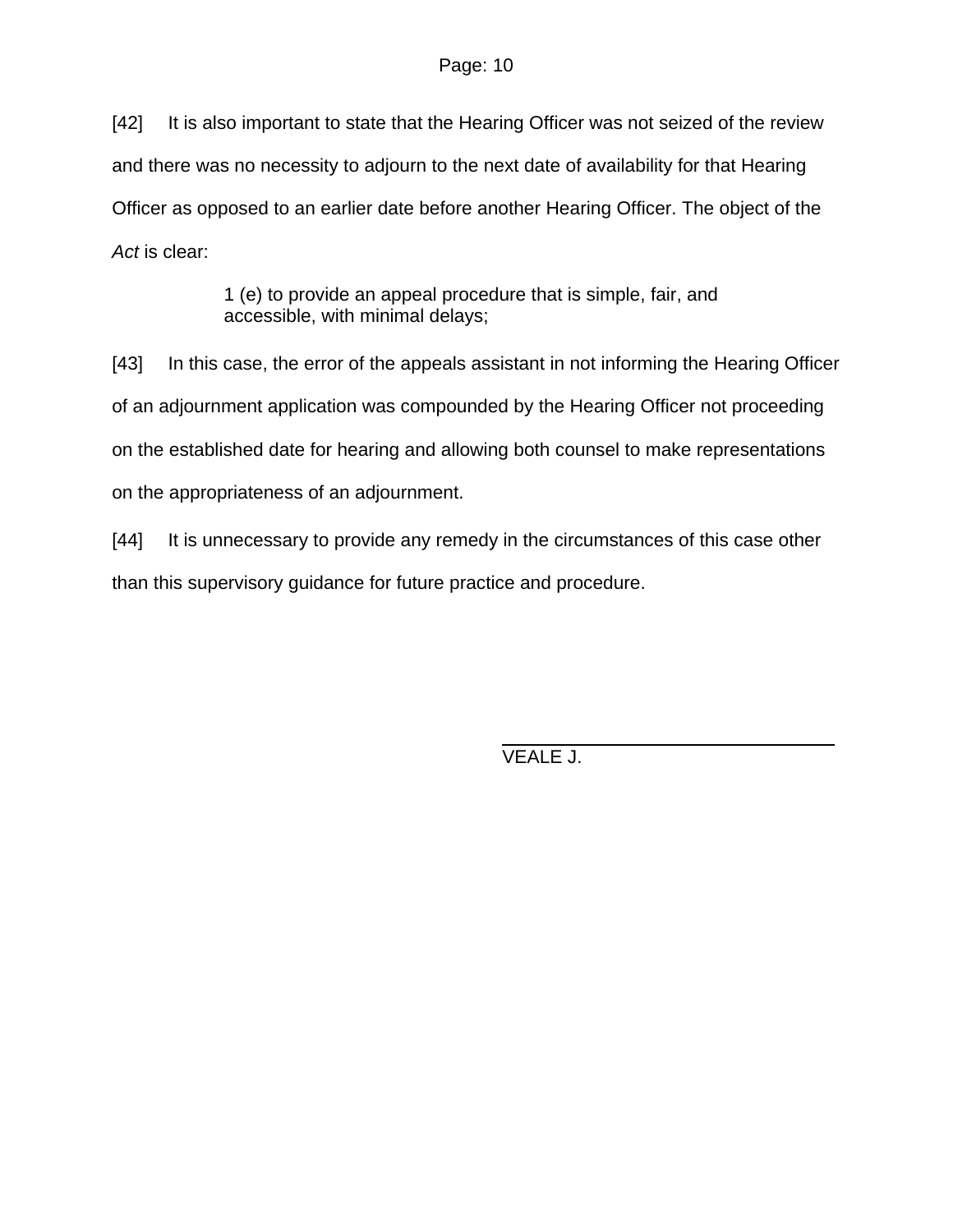[42] It is also important to state that the Hearing Officer was not seized of the review and there was no necessity to adjourn to the next date of availability for that Hearing Officer as opposed to an earlier date before another Hearing Officer. The object of the *Act* is clear:

> 1 (e) to provide an appeal procedure that is simple, fair, and accessible, with minimal delays;

[43] In this case, the error of the appeals assistant in not informing the Hearing Officer of an adjournment application was compounded by the Hearing Officer not proceeding on the established date for hearing and allowing both counsel to make representations on the appropriateness of an adjournment.

[44] It is unnecessary to provide any remedy in the circumstances of this case other than this supervisory guidance for future practice and procedure.

VEALE J.